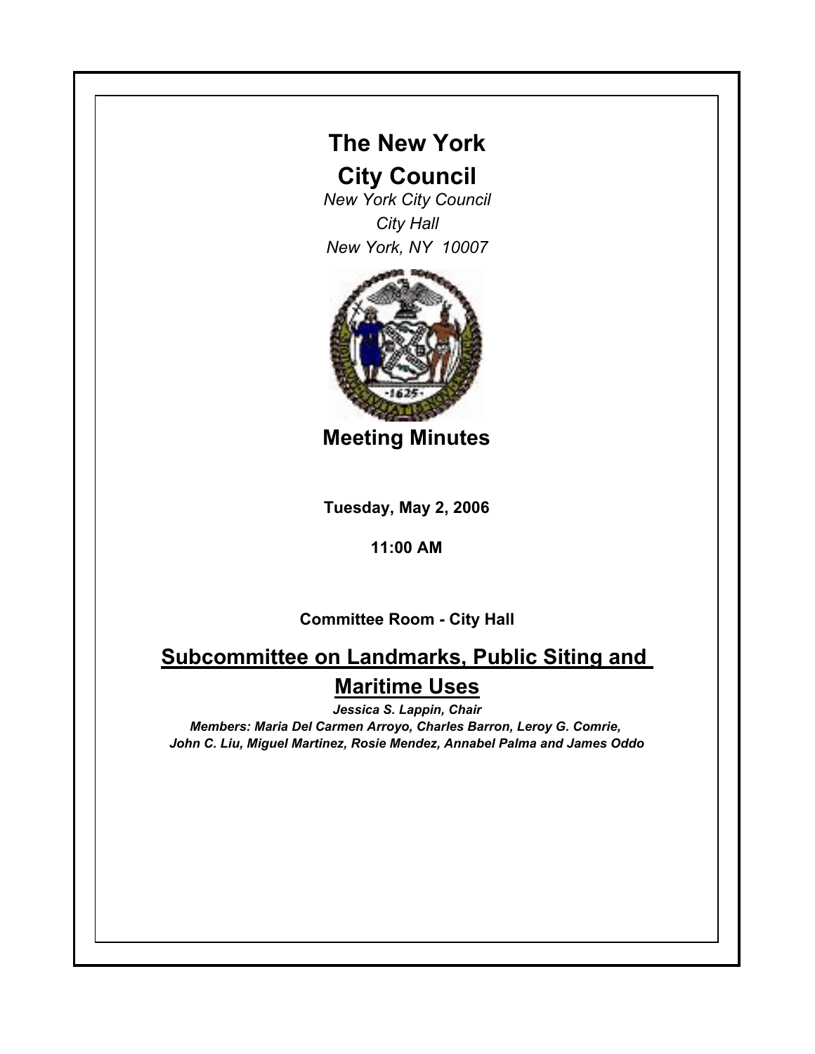# The New York City Council

*New York City Council*
*City Hall*
*New York, NY 10007*

## Meeting Minutes

**Tuesday, May 2, 2006**

**11:00 AM**

**Committee Room - City Hall**

## Subcommittee on Landmarks, Public Siting and Maritime Uses

***Jessica S. Lappin, Chair***

***Members: Maria Del Carmen Arroyo, Charles Barron, Leroy G. Comrie, John C. Liu, Miguel Martinez, Rosie Mendez, Annabel Palma and James Oddo***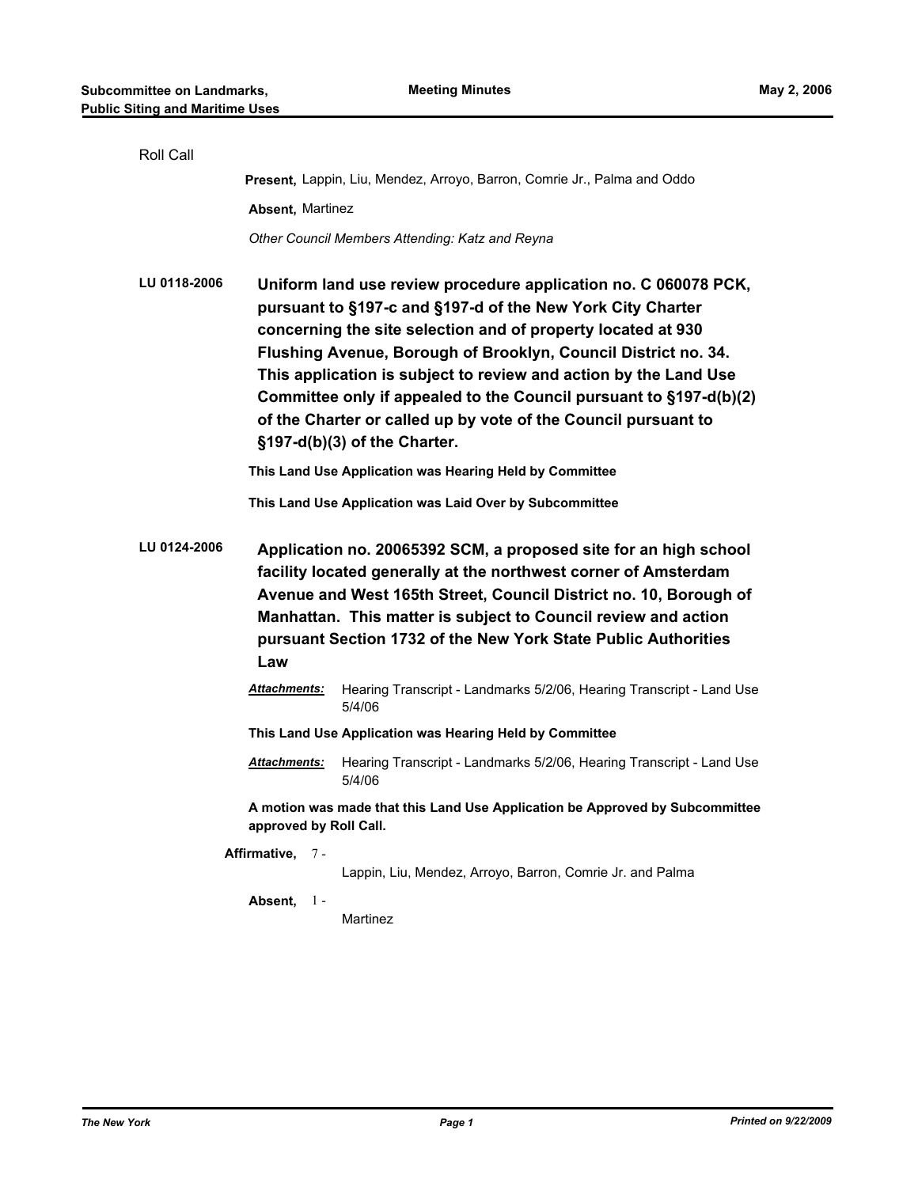Roll Call

**Present,** Lappin, Liu, Mendez, Arroyo, Barron, Comrie Jr., Palma and Oddo

**Absent,** Martinez

*Other Council Members Attending: Katz and Reyna*

**LU 0118-2006** **Uniform land use review procedure application no. C 060078 PCK, pursuant to §197-c and §197-d of the New York City Charter concerning the site selection and of property located at 930 Flushing Avenue, Borough of Brooklyn, Council District no. 34. This application is subject to review and action by the Land Use Committee only if appealed to the Council pursuant to §197-d(b)(2) of the Charter or called up by vote of the Council pursuant to §197-d(b)(3) of the Charter.**

**This Land Use Application was Hearing Held by Committee**

**This Land Use Application was Laid Over by Subcommittee**

**LU 0124-2006** **Application no. 20065392 SCM, a proposed site for an high school facility located generally at the northwest corner of Amsterdam Avenue and West 165th Street, Council District no. 10, Borough of Manhattan. This matter is subject to Council review and action pursuant Section 1732 of the New York State Public Authorities Law**

***Attachments:*** Hearing Transcript - Landmarks 5/2/06, Hearing Transcript - Land Use 5/4/06

**This Land Use Application was Hearing Held by Committee**

***Attachments:*** Hearing Transcript - Landmarks 5/2/06, Hearing Transcript - Land Use 5/4/06

**A motion was made that this Land Use Application be Approved by Subcommittee approved by Roll Call.**

**Affirmative,** 7 - Lappin, Liu, Mendez, Arroyo, Barron, Comrie Jr. and Palma

**Absent,** 1 - Martinez